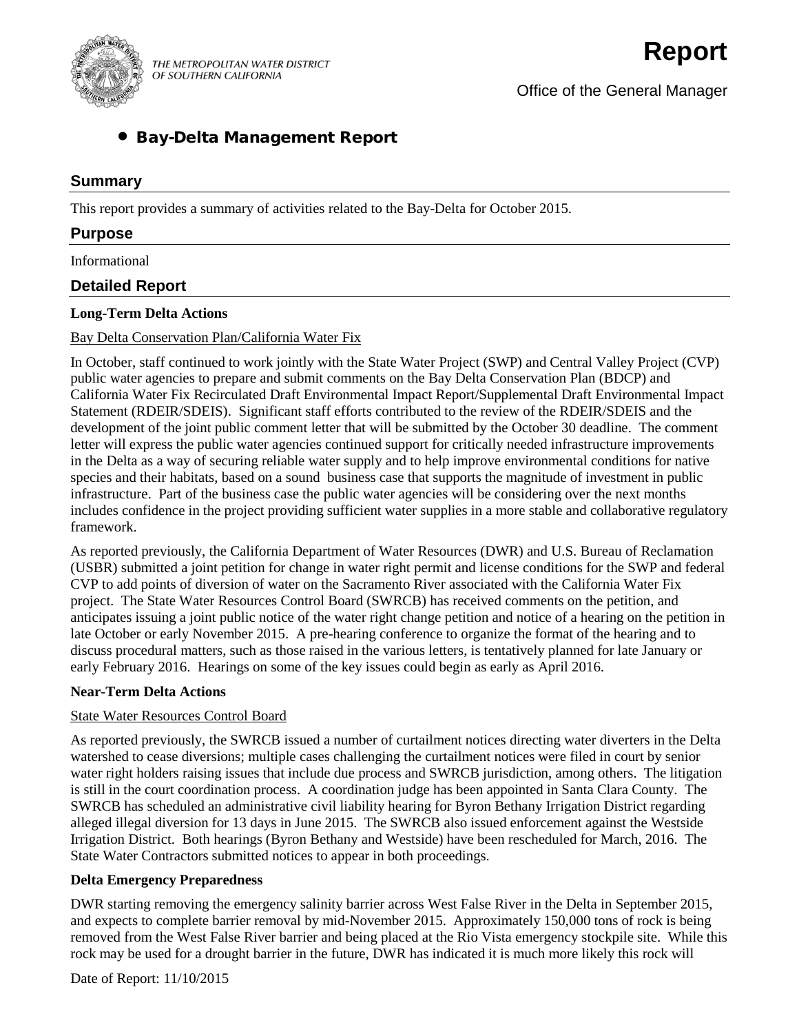THE METROPOLITAN WATER DISTRICT OF SOUTHERN CALIFORNIA

# Report

Office of the General Manager

## • Bay-Delta Management Report

### Summary

This report provides a summary of activities related to the Bay-Delta for October 2015.

### Purpose

Informational

### Detailed Report

**Long-Term Delta Actions**

Bay Delta Conservation Plan/California Water Fix

In October, staff continued to work jointly with the State Water Project (SWP) and Central Valley Project (CVP) public water agencies to prepare and submit comments on the Bay Delta Conservation Plan (BDCP) and California Water Fix Recirculated Draft Environmental Impact Report/Supplemental Draft Environmental Impact Statement (RDEIR/SDEIS). Significant staff efforts contributed to the review of the RDEIR/SDEIS and the development of the joint public comment letter that will be submitted by the October 30 deadline. The comment letter will express the public water agencies continued support for critically needed infrastructure improvements in the Delta as a way of securing reliable water supply and to help improve environmental conditions for native species and their habitats, based on a sound business case that supports the magnitude of investment in public infrastructure. Part of the business case the public water agencies will be considering over the next months includes confidence in the project providing sufficient water supplies in a more stable and collaborative regulatory framework.

As reported previously, the California Department of Water Resources (DWR) and U.S. Bureau of Reclamation (USBR) submitted a joint petition for change in water right permit and license conditions for the SWP and federal CVP to add points of diversion of water on the Sacramento River associated with the California Water Fix project. The State Water Resources Control Board (SWRCB) has received comments on the petition, and anticipates issuing a joint public notice of the water right change petition and notice of a hearing on the petition in late October or early November 2015. A pre-hearing conference to organize the format of the hearing and to discuss procedural matters, such as those raised in the various letters, is tentatively planned for late January or early February 2016. Hearings on some of the key issues could begin as early as April 2016.

**Near-Term Delta Actions**

State Water Resources Control Board

As reported previously, the SWRCB issued a number of curtailment notices directing water diverters in the Delta watershed to cease diversions; multiple cases challenging the curtailment notices were filed in court by senior water right holders raising issues that include due process and SWRCB jurisdiction, among others. The litigation is still in the court coordination process. A coordination judge has been appointed in Santa Clara County. The SWRCB has scheduled an administrative civil liability hearing for Byron Bethany Irrigation District regarding alleged illegal diversion for 13 days in June 2015. The SWRCB also issued enforcement against the Westside Irrigation District. Both hearings (Byron Bethany and Westside) have been rescheduled for March, 2016. The State Water Contractors submitted notices to appear in both proceedings.

**Delta Emergency Preparedness**

DWR starting removing the emergency salinity barrier across West False River in the Delta in September 2015, and expects to complete barrier removal by mid-November 2015. Approximately 150,000 tons of rock is being removed from the West False River barrier and being placed at the Rio Vista emergency stockpile site. While this rock may be used for a drought barrier in the future, DWR has indicated it is much more likely this rock will

Date of Report: 11/10/2015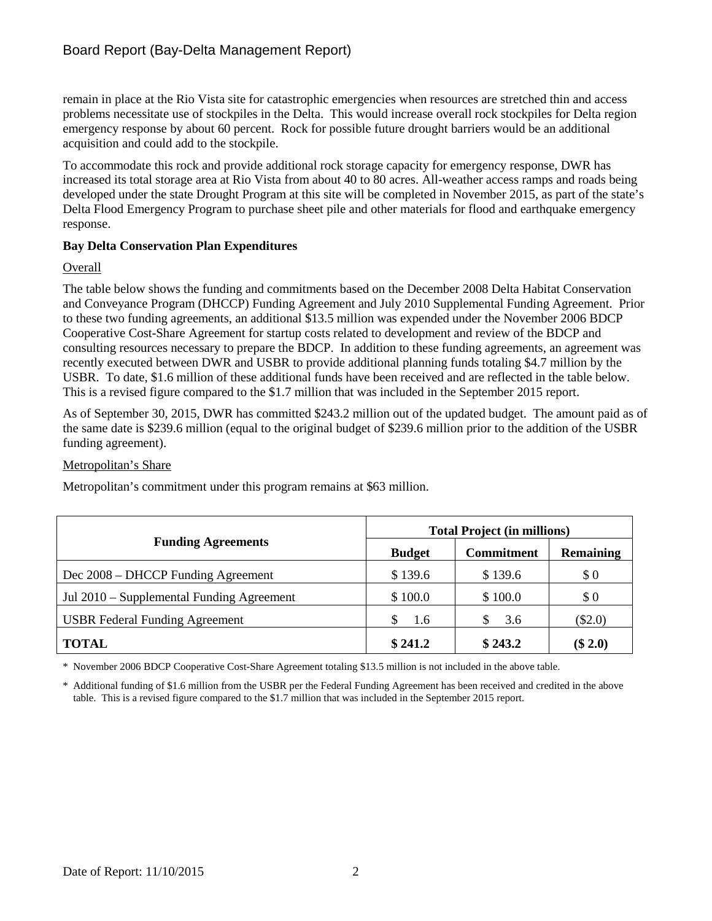remain in place at the Rio Vista site for catastrophic emergencies when resources are stretched thin and access problems necessitate use of stockpiles in the Delta. This would increase overall rock stockpiles for Delta region emergency response by about 60 percent. Rock for possible future drought barriers would be an additional acquisition and could add to the stockpile.

To accommodate this rock and provide additional rock storage capacity for emergency response, DWR has increased its total storage area at Rio Vista from about 40 to 80 acres. All-weather access ramps and roads being developed under the state Drought Program at this site will be completed in November 2015, as part of the state's Delta Flood Emergency Program to purchase sheet pile and other materials for flood and earthquake emergency response.

**Bay Delta Conservation Plan Expenditures**

Overall

The table below shows the funding and commitments based on the December 2008 Delta Habitat Conservation and Conveyance Program (DHCCP) Funding Agreement and July 2010 Supplemental Funding Agreement. Prior to these two funding agreements, an additional $13.5 million was expended under the November 2006 BDCP Cooperative Cost-Share Agreement for startup costs related to development and review of the BDCP and consulting resources necessary to prepare the BDCP. In addition to these funding agreements, an agreement was recently executed between DWR and USBR to provide additional planning funds totaling $4.7 million by the USBR. To date, $1.6 million of these additional funds have been received and are reflected in the table below. This is a revised figure compared to the $1.7 million that was included in the September 2015 report.

As of September 30, 2015, DWR has committed $243.2 million out of the updated budget. The amount paid as of the same date is $239.6 million (equal to the original budget of $239.6 million prior to the addition of the USBR funding agreement).

Metropolitan's Share

Metropolitan's commitment under this program remains at $63 million.

| Funding Agreements | Total Project (in millions) | | |
|---|---|---|---|
| | **Budget** | **Commitment** | **Remaining** |
| Dec 2008 – DHCCP Funding Agreement | $ 139.6 | $ 139.6 | $ 0 |
| Jul 2010 – Supplemental Funding Agreement | $ 100.0 | $ 100.0 | $ 0 |
| USBR Federal Funding Agreement | $ 1.6 | $ 3.6 | ($2.0) |
| **TOTAL** | **$ 241.2** | **$ 243.2** | **($ 2.0)** |

* November 2006 BDCP Cooperative Cost-Share Agreement totaling $13.5 million is not included in the above table.

* Additional funding of $1.6 million from the USBR per the Federal Funding Agreement has been received and credited in the above table. This is a revised figure compared to the $1.7 million that was included in the September 2015 report.